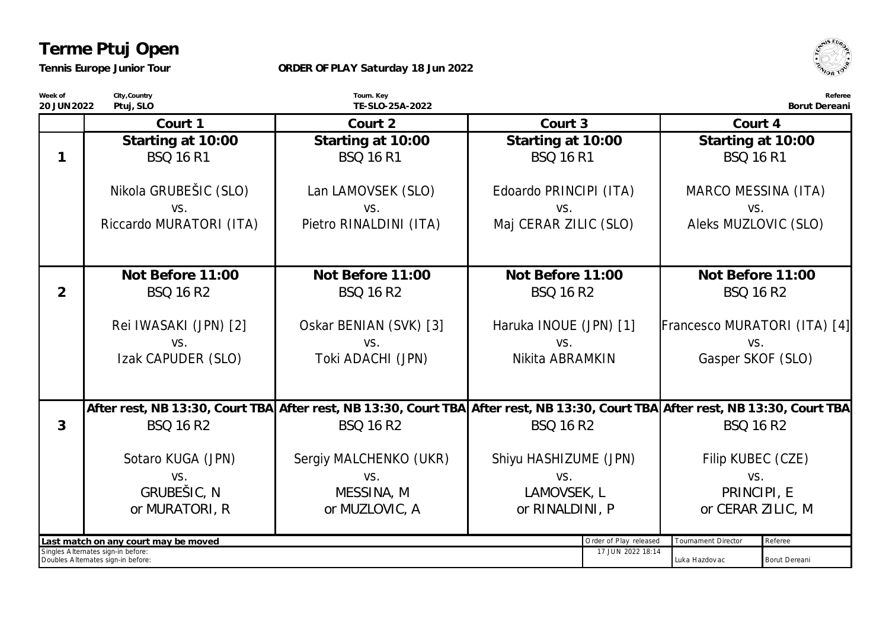# Terme Ptuj Open

**Tennis Europe Junior Tour** **ORDER OF PLAY Saturday 18 Jun 2022**

| Week of | City,Country | Tourn. Key | Referee |
|---|---|---|---|
| 20 JUN 2022 | Ptuj, SLO | TE-SLO-25A-2022 | Borut Dereani |

| | Court 1 | Court 2 | Court 3 | Court 4 |
|---|---|---|---|---|
| 1 | **Starting at 10:00**<br>BSQ 16 R1<br><br>Nikola GRUBEŠIC (SLO)<br>vs.<br>Riccardo MURATORI (ITA) | **Starting at 10:00**<br>BSQ 16 R1<br><br>Lan LAMOVSEK (SLO)<br>vs.<br>Pietro RINALDINI (ITA) | **Starting at 10:00**<br>BSQ 16 R1<br><br>Edoardo PRINCIPI (ITA)<br>vs.<br>Maj CERAR ZILIC (SLO) | **Starting at 10:00**<br>BSQ 16 R1<br><br>MARCO MESSINA (ITA)<br>vs.<br>Aleks MUZLOVIC (SLO) |
| 2 | **Not Before 11:00**<br>BSQ 16 R2<br><br>Rei IWASAKI (JPN) [2]<br>vs.<br>Izak CAPUDER (SLO) | **Not Before 11:00**<br>BSQ 16 R2<br><br>Oskar BENIAN (SVK) [3]<br>vs.<br>Toki ADACHI (JPN) | **Not Before 11:00**<br>BSQ 16 R2<br><br>Haruka INOUE (JPN) [1]<br>vs.<br>Nikita ABRAMKIN | **Not Before 11:00**<br>BSQ 16 R2<br><br>Francesco MURATORI (ITA) [4]<br>vs.<br>Gasper SKOF (SLO) |
| 3 | **After rest, NB 13:30, Court TBA**<br>BSQ 16 R2<br><br>Sotaro KUGA (JPN)<br>vs.<br>GRUBEŠIC, N<br>or MURATORI, R | **After rest, NB 13:30, Court TBA**<br>BSQ 16 R2<br><br>Sergiy MALCHENKO (UKR)<br>vs.<br>MESSINA, M<br>or MUZLOVIC, A | **After rest, NB 13:30, Court TBA**<br>BSQ 16 R2<br><br>Shiyu HASHIZUME (JPN)<br>vs.<br>LAMOVSEK, L<br>or RINALDINI, P | **After rest, NB 13:30, Court TBA**<br>BSQ 16 R2<br><br>Filip KUBEC (CZE)<br>vs.<br>PRINCIPI, E<br>or CERAR ZILIC, M |

**Last match on any court may be moved**

Singles Alternates sign-in before:
Doubles Alternates sign-in before:

| Order of Play released | Tournament Director | Referee |
|---|---|---|
| 17 JUN 2022 18:14 | Luka Hazdovac | Borut Dereani |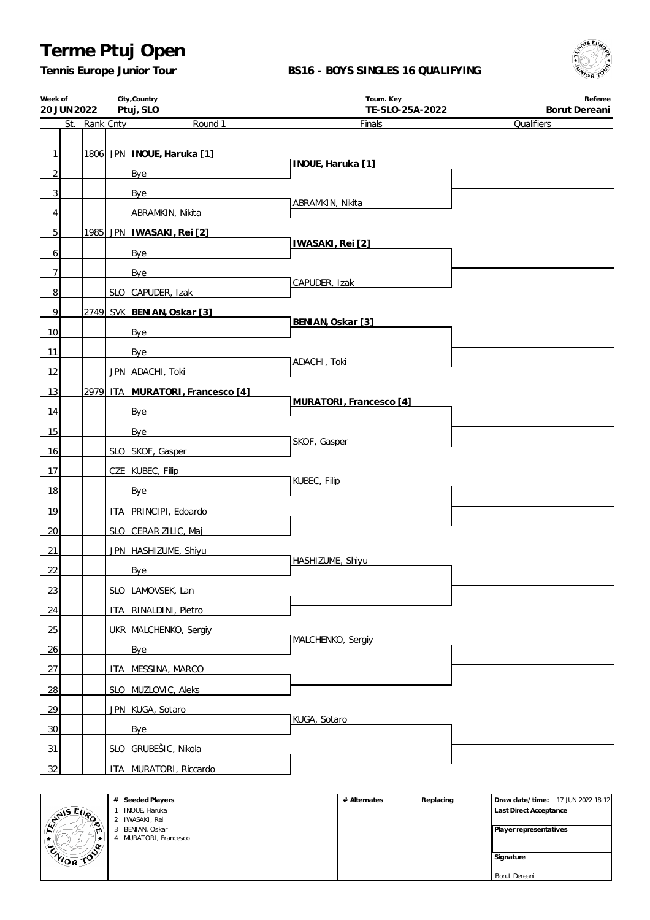# Terme Ptuj Open

**Tennis Europe Junior Tour**

**BS16 - BOYS SINGLES 16 QUALIFYING**

| Week of | City,Country | Tourn. Key | Referee |
|---|---|---|---|
| 20 JUN 2022 | Ptuj, SLO | TE-SLO-25A-2022 | Borut Dereani |

| | St. | Rank | Cnty | Round 1 | Finals | Qualifiers |
|---|---|---|---|---|---|---|
| 1 | | 1806 | JPN | **INOUE, Haruka [1]** | **INOUE, Haruka [1]** | |
| 2 | | | | Bye | | |
| 3 | | | | Bye | ABRAMKIN, Nikita | |
| 4 | | | | ABRAMKIN, Nikita | | |
| 5 | | 1985 | JPN | **IWASAKI, Rei [2]** | **IWASAKI, Rei [2]** | |
| 6 | | | | Bye | | |
| 7 | | | | Bye | CAPUDER, Izak | |
| 8 | | | SLO | CAPUDER, Izak | | |
| 9 | | 2749 | SVK | **BENIAN, Oskar [3]** | **BENIAN, Oskar [3]** | |
| 10 | | | | Bye | | |
| 11 | | | | Bye | ADACHI, Toki | |
| 12 | | | JPN | ADACHI, Toki | | |
| 13 | | 2979 | ITA | **MURATORI, Francesco [4]** | **MURATORI, Francesco [4]** | |
| 14 | | | | Bye | | |
| 15 | | | | Bye | SKOF, Gasper | |
| 16 | | | SLO | SKOF, Gasper | | |
| 17 | | | CZE | KUBEC, Filip | KUBEC, Filip | |
| 18 | | | | Bye | | |
| 19 | | | ITA | PRINCIPI, Edoardo | | |
| 20 | | | SLO | CERAR ZILIC, Maj | | |
| 21 | | | JPN | HASHIZUME, Shiyu | HASHIZUME, Shiyu | |
| 22 | | | | Bye | | |
| 23 | | | SLO | LAMOVSEK, Lan | | |
| 24 | | | ITA | RINALDINI, Pietro | | |
| 25 | | | UKR | MALCHENKO, Sergiy | MALCHENKO, Sergiy | |
| 26 | | | | Bye | | |
| 27 | | | ITA | MESSINA, MARCO | | |
| 28 | | | SLO | MUZLOVIC, Aleks | | |
| 29 | | | JPN | KUGA, Sotaro | KUGA, Sotaro | |
| 30 | | | | Bye | | |
| 31 | | | SLO | GRUBEŠIC, Nikola | | |
| 32 | | | ITA | MURATORI, Riccardo | | |

| # | Seeded Players | # Alternates | Replacing | |
|---|---|---|---|---|
| 1 | INOUE, Haruka | | | Draw date/time: 17 JUN 2022 18:12 |
| 2 | IWASAKI, Rei | | | Last Direct Acceptance |
| 3 | BENIAN, Oskar | | | Player representatives |
| 4 | MURATORI, Francesco | | | Signature |
| | | | | Borut Dereani |